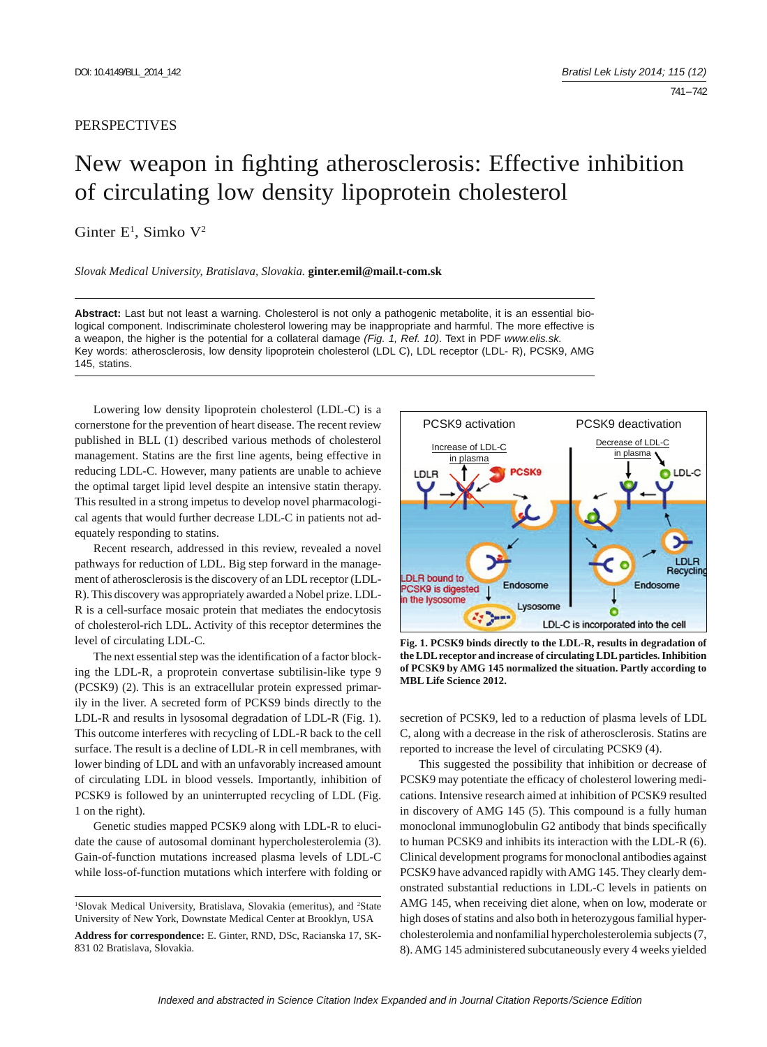PERSPECTIVES

# New weapon in fighting atherosclerosis: Effective inhibition of circulating low density lipoprotein cholesterol

Ginter E[1], Simko V[2]

*Slovak Medical University, Bratislava, Slovakia.* **ginter.emil@mail.t-com.sk**

**Abstract:** Last but not least a warning. Cholesterol is not only a pathogenic metabolite, it is an essential biological component. Indiscriminate cholesterol lowering may be inappropriate and harmful. The more effective is a weapon, the higher is the potential for a collateral damage *(Fig. 1, Ref. 10)*. Text in PDF *www.elis.sk.*
Key words: atherosclerosis, low density lipoprotein cholesterol (LDL C), LDL receptor (LDL- R), PCSK9, AMG 145, statins.

Lowering low density lipoprotein cholesterol (LDL-C) is a cornerstone for the prevention of heart disease. The recent review published in BLL (1) described various methods of cholesterol management. Statins are the first line agents, being effective in reducing LDL-C. However, many patients are unable to achieve the optimal target lipid level despite an intensive statin therapy. This resulted in a strong impetus to develop novel pharmacological agents that would further decrease LDL-C in patients not adequately responding to statins.

Recent research, addressed in this review, revealed a novel pathways for reduction of LDL. Big step forward in the management of atherosclerosis is the discovery of an LDL receptor (LDL-R). This discovery was appropriately awarded a Nobel prize. LDL-R is a cell-surface mosaic protein that mediates the endocytosis of cholesterol-rich LDL. Activity of this receptor determines the level of circulating LDL-C.

The next essential step was the identification of a factor blocking the LDL-R, a proprotein convertase subtilisin-like type 9 (PCSK9) (2). This is an extracellular protein expressed primarily in the liver. A secreted form of PCKS9 binds directly to the LDL-R and results in lysosomal degradation of LDL-R (Fig. 1). This outcome interferes with recycling of LDL-R back to the cell surface. The result is a decline of LDL-R in cell membranes, with lower binding of LDL and with an unfavorably increased amount of circulating LDL in blood vessels. Importantly, inhibition of PCSK9 is followed by an uninterrupted recycling of LDL (Fig. 1 on the right).

Genetic studies mapped PCSK9 along with LDL-R to elucidate the cause of autosomal dominant hypercholesterolemia (3). Gain-of-function mutations increased plasma levels of LDL-C while loss-of-function mutations which interfere with folding or secretion of PCSK9, led to a reduction of plasma levels of LDL C, along with a decrease in the risk of atherosclerosis. Statins are reported to increase the level of circulating PCSK9 (4).

**Fig. 1. PCSK9 binds directly to the LDL-R, results in degradation of the LDL receptor and increase of circulating LDL particles. Inhibition of PCSK9 by AMG 145 normalized the situation. Partly according to MBL Life Science 2012.**

This suggested the possibility that inhibition or decrease of PCSK9 may potentiate the efficacy of cholesterol lowering medications. Intensive research aimed at inhibition of PCSK9 resulted in discovery of AMG 145 (5). This compound is a fully human monoclonal immunoglobulin G2 antibody that binds specifically to human PCSK9 and inhibits its interaction with the LDL-R (6). Clinical development programs for monoclonal antibodies against PCSK9 have advanced rapidly with AMG 145. They clearly demonstrated substantial reductions in LDL-C levels in patients on AMG 145, when receiving diet alone, when on low, moderate or high doses of statins and also both in heterozygous familial hypercholesterolemia and nonfamilial hypercholesterolemia subjects (7, 8). AMG 145 administered subcutaneously every 4 weeks yielded

[1]Slovak Medical University, Bratislava, Slovakia (emeritus), and [2]State University of New York, Downstate Medical Center at Brooklyn, USA

**Address for correspondence:** E. Ginter, RND, DSc, Racianska 17, SK-831 02 Bratislava, Slovakia.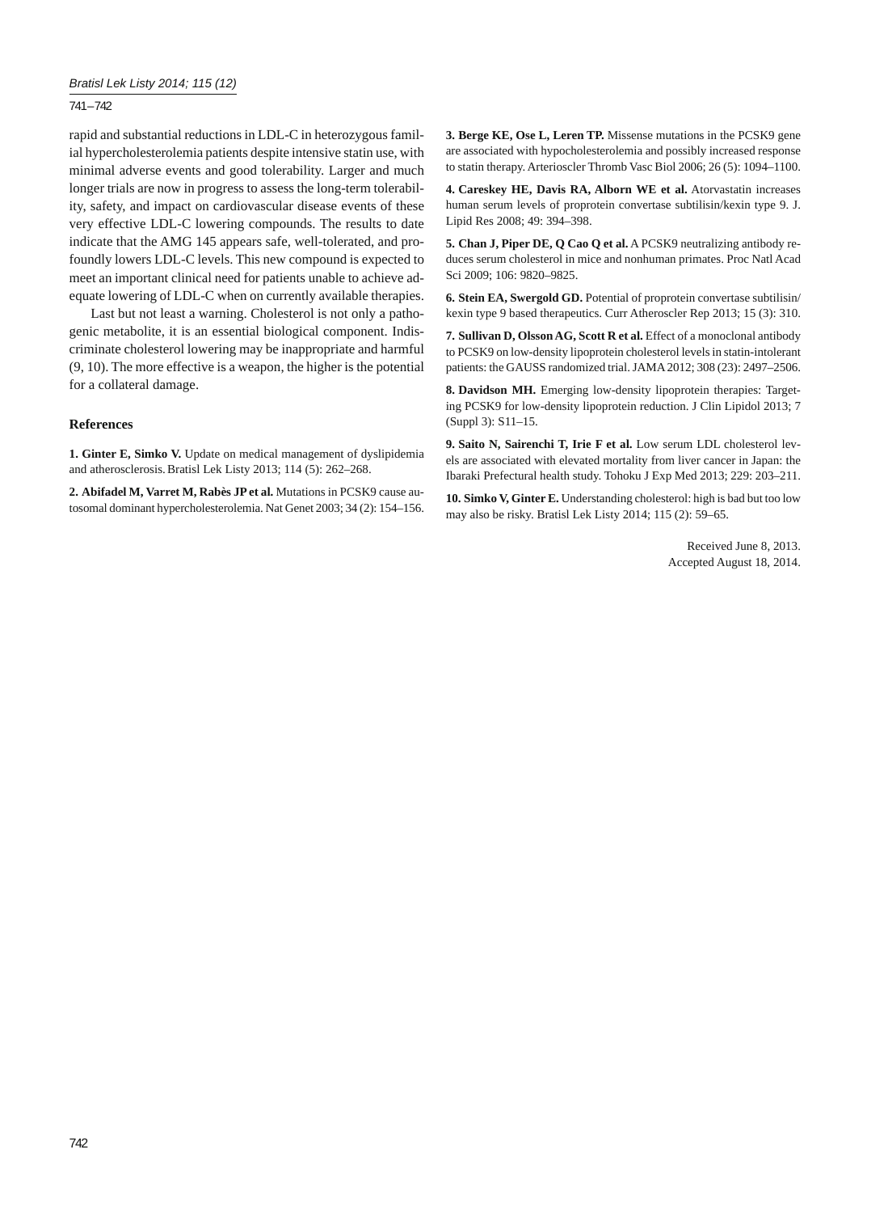rapid and substantial reductions in LDL-C in heterozygous familial hypercholesterolemia patients despite intensive statin use, with minimal adverse events and good tolerability. Larger and much longer trials are now in progress to assess the long-term tolerability, safety, and impact on cardiovascular disease events of these very effective LDL-C lowering compounds. The results to date indicate that the AMG 145 appears safe, well-tolerated, and profoundly lowers LDL-C levels. This new compound is expected to meet an important clinical need for patients unable to achieve adequate lowering of LDL-C when on currently available therapies.

Last but not least a warning. Cholesterol is not only a pathogenic metabolite, it is an essential biological component. Indiscriminate cholesterol lowering may be inappropriate and harmful (9, 10). The more effective is a weapon, the higher is the potential for a collateral damage.

## References

**1. Ginter E, Simko V.** Update on medical management of dyslipidemia and atherosclerosis. Bratisl Lek Listy 2013; 114 (5): 262–268.

**2. Abifadel M, Varret M, Rabès JP et al.** Mutations in PCSK9 cause autosomal dominant hypercholesterolemia. Nat Genet 2003; 34 (2): 154–156.

**3. Berge KE, Ose L, Leren TP.** Missense mutations in the PCSK9 gene are associated with hypocholesterolemia and possibly increased response to statin therapy. Arterioscler Thromb Vasc Biol 2006; 26 (5): 1094–1100.

**4. Careskey HE, Davis RA, Alborn WE et al.** Atorvastatin increases human serum levels of proprotein convertase subtilisin/kexin type 9. J. Lipid Res 2008; 49: 394–398.

**5. Chan J, Piper DE, Q Cao Q et al.** A PCSK9 neutralizing antibody reduces serum cholesterol in mice and nonhuman primates. Proc Natl Acad Sci 2009; 106: 9820–9825.

**6. Stein EA, Swergold GD.** Potential of proprotein convertase subtilisin/kexin type 9 based therapeutics. Curr Atheroscler Rep 2013; 15 (3): 310.

**7. Sullivan D, Olsson AG, Scott R et al.** Effect of a monoclonal antibody to PCSK9 on low-density lipoprotein cholesterol levels in statin-intolerant patients: the GAUSS randomized trial. JAMA 2012; 308 (23): 2497–2506.

**8. Davidson MH.** Emerging low-density lipoprotein therapies: Targeting PCSK9 for low-density lipoprotein reduction. J Clin Lipidol 2013; 7 (Suppl 3): S11–15.

**9. Saito N, Sairenchi T, Irie F et al.** Low serum LDL cholesterol levels are associated with elevated mortality from liver cancer in Japan: the Ibaraki Prefectural health study. Tohoku J Exp Med 2013; 229: 203–211.

**10. Simko V, Ginter E.** Understanding cholesterol: high is bad but too low may also be risky. Bratisl Lek Listy 2014; 115 (2): 59–65.

Received June 8, 2013.
Accepted August 18, 2014.